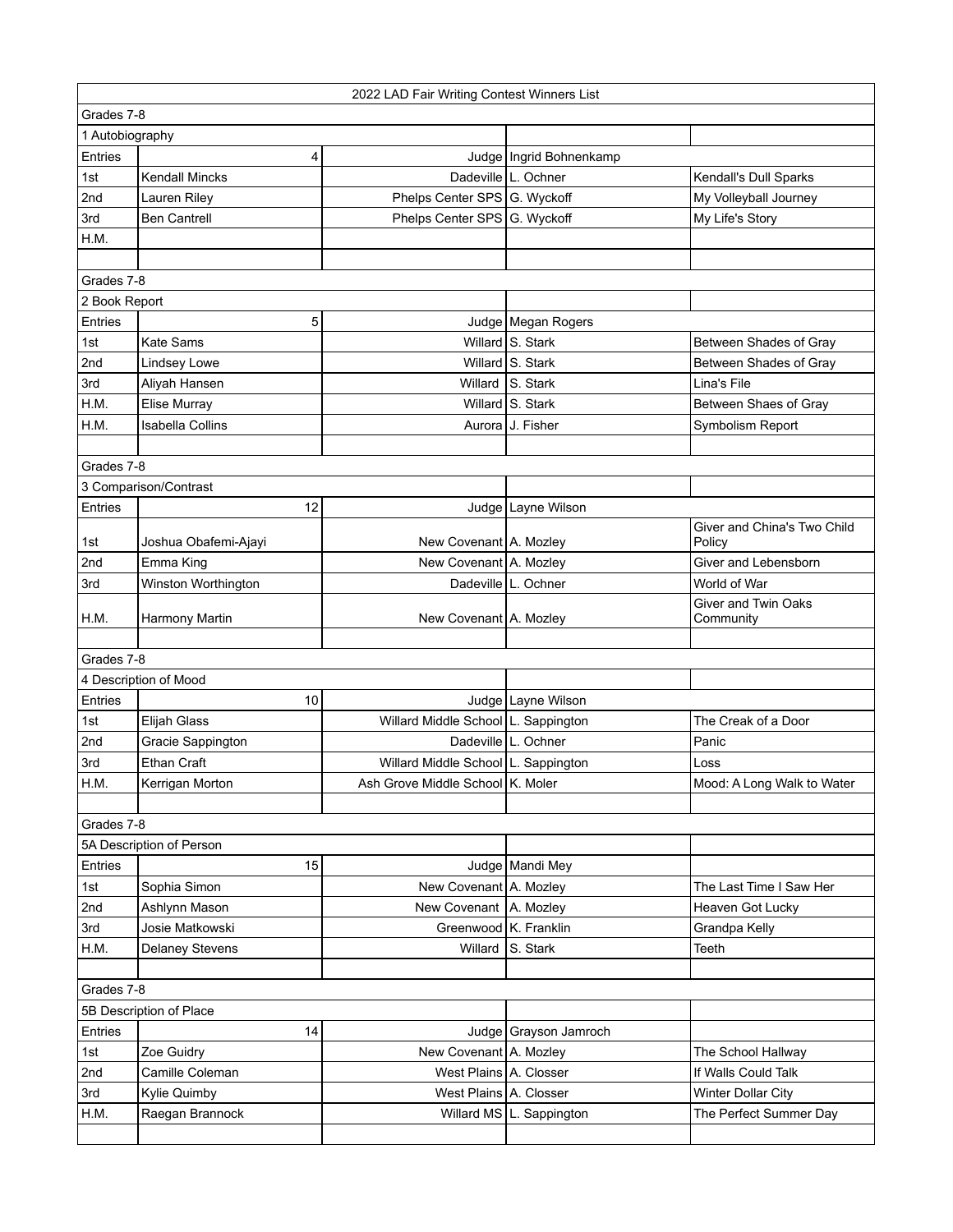# 2022 LAD Fair Writing Contest Winners List

## Grades 7-8

### 1 Autobiography

| | | | | |
|---|---|---|---|---|
| Entries | 4 | Judge | Ingrid Bohnenkamp | |
| 1st | Kendall Mincks | Dadeville | L. Ochner | Kendall's Dull Sparks |
| 2nd | Lauren Riley | Phelps Center SPS | G. Wyckoff | My Volleyball Journey |
| 3rd | Ben Cantrell | Phelps Center SPS | G. Wyckoff | My Life's Story |
| H.M. | | | | |

## Grades 7-8

### 2 Book Report

| | | | | |
|---|---|---|---|---|
| Entries | 5 | Judge | Megan Rogers | |
| 1st | Kate Sams | Willard | S. Stark | Between Shades of Gray |
| 2nd | Lindsey Lowe | Willard | S. Stark | Between Shades of Gray |
| 3rd | Aliyah Hansen | Willard | S. Stark | Lina's File |
| H.M. | Elise Murray | Willard | S. Stark | Between Shaes of Gray |
| H.M. | Isabella Collins | Aurora | J. Fisher | Symbolism Report |

## Grades 7-8

### 3 Comparison/Contrast

| | | | | |
|---|---|---|---|---|
| Entries | 12 | Judge | Layne Wilson | |
| 1st | Joshua Obafemi-Ajayi | New Covenant | A. Mozley | Giver and China's Two Child Policy |
| 2nd | Emma King | New Covenant | A. Mozley | Giver and Lebensborn |
| 3rd | Winston Worthington | Dadeville | L. Ochner | World of War |
| H.M. | Harmony Martin | New Covenant | A. Mozley | Giver and Twin Oaks Community |

## Grades 7-8

### 4 Description of Mood

| | | | | |
|---|---|---|---|---|
| Entries | 10 | Judge | Layne Wilson | |
| 1st | Elijah Glass | Willard Middle School | L. Sappington | The Creak of a Door |
| 2nd | Gracie Sappington | Dadeville | L. Ochner | Panic |
| 3rd | Ethan Craft | Willard Middle School | L. Sappington | Loss |
| H.M. | Kerrigan Morton | Ash Grove Middle School | K. Moler | Mood: A Long Walk to Water |

## Grades 7-8

### 5A Description of Person

| | | | | |
|---|---|---|---|---|
| Entries | 15 | Judge | Mandi Mey | |
| 1st | Sophia Simon | New Covenant | A. Mozley | The Last Time I Saw Her |
| 2nd | Ashlynn Mason | New Covenant | A. Mozley | Heaven Got Lucky |
| 3rd | Josie Matkowski | Greenwood | K. Franklin | Grandpa Kelly |
| H.M. | Delaney Stevens | Willard | S. Stark | Teeth |

## Grades 7-8

### 5B Description of Place

| | | | | |
|---|---|---|---|---|
| Entries | 14 | Judge | Grayson Jamroch | |
| 1st | Zoe Guidry | New Covenant | A. Mozley | The School Hallway |
| 2nd | Camille Coleman | West Plains | A. Closser | If Walls Could Talk |
| 3rd | Kylie Quimby | West Plains | A. Closser | Winter Dollar City |
| H.M. | Raegan Brannock | Willard MS | L. Sappington | The Perfect Summer Day |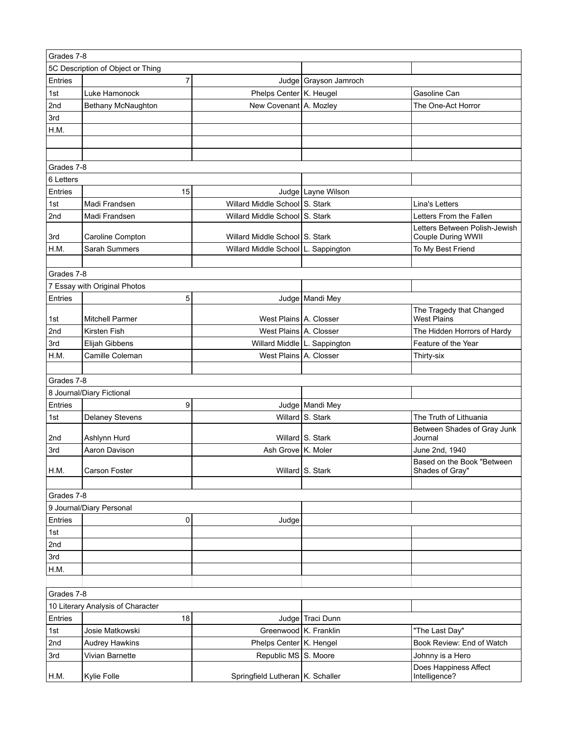| Grades 7-8 | | | | |
|---|---|---|---|---|
| 5C Description of Object or Thing | | | | |
| Entries | 7 | Judge | Grayson Jamroch | |
| 1st | Luke Hamonock | Phelps Center | K. Heugel | Gasoline Can |
| 2nd | Bethany McNaughton | New Covenant | A. Mozley | The One-Act Horror |
| 3rd | | | | |
| H.M. | | | | |

| Grades 7-8 | | | | |
|---|---|---|---|---|
| 6 Letters | | | | |
| Entries | 15 | Judge | Layne Wilson | |
| 1st | Madi Frandsen | Willard Middle School | S. Stark | Lina's Letters |
| 2nd | Madi Frandsen | Willard Middle School | S. Stark | Letters From the Fallen |
| 3rd | Caroline Compton | Willard Middle School | S. Stark | Letters Between Polish-Jewish Couple During WWII |
| H.M. | Sarah Summers | Willard Middle School | L. Sappington | To My Best Friend |

| Grades 7-8 | | | | |
|---|---|---|---|---|
| 7 Essay with Original Photos | | | | |
| Entries | 5 | Judge | Mandi Mey | |
| 1st | Mitchell Parmer | West Plains | A. Closser | The Tragedy that Changed West Plains |
| 2nd | Kirsten Fish | West Plains | A. Closser | The Hidden Horrors of Hardy |
| 3rd | Elijah Gibbens | Willard Middle | L. Sappington | Feature of the Year |
| H.M. | Camille Coleman | West Plains | A. Closser | Thirty-six |

| Grades 7-8 | | | | |
|---|---|---|---|---|
| 8 Journal/Diary Fictional | | | | |
| Entries | 9 | Judge | Mandi Mey | |
| 1st | Delaney Stevens | Willard | S. Stark | The Truth of Lithuania |
| 2nd | Ashlynn Hurd | Willard | S. Stark | Between Shades of Gray Junk Journal |
| 3rd | Aaron Davison | Ash Grove | K. Moler | June 2nd, 1940 |
| H.M. | Carson Foster | Willard | S. Stark | Based on the Book "Between Shades of Gray" |

| Grades 7-8 | | | | |
|---|---|---|---|---|
| 9 Journal/Diary Personal | | | | |
| Entries | 0 | Judge | | |
| 1st | | | | |
| 2nd | | | | |
| 3rd | | | | |
| H.M. | | | | |

| Grades 7-8 | | | | |
|---|---|---|---|---|
| 10 Literary Analysis of Character | | | | |
| Entries | 18 | Judge | Traci Dunn | |
| 1st | Josie Matkowski | Greenwood | K. Franklin | "The Last Day" |
| 2nd | Audrey Hawkins | Phelps Center | K. Hengel | Book Review: End of Watch |
| 3rd | Vivian Barnette | Republic MS | S. Moore | Johnny is a Hero |
| H.M. | Kylie Folle | Springfield Lutheran | K. Schaller | Does Happiness Affect Intelligence? |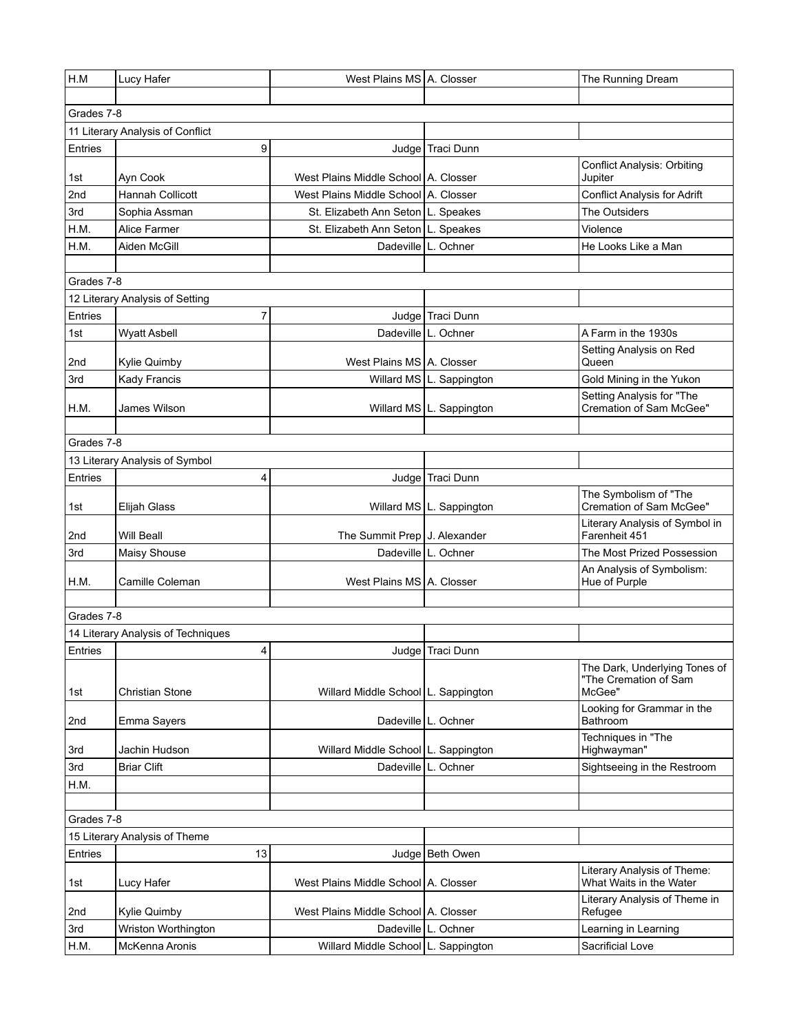| | | | | |
|---|---|---|---|---|
| H.M | Lucy Hafer | West Plains MS | A. Closser | The Running Dream |
| | | | | |
| Grades 7-8 | | | | |
| 11 Literary Analysis of Conflict | | | | |
| Entries | 9 | Judge | Traci Dunn | |
| 1st | Ayn Cook | West Plains Middle School | A. Closser | Conflict Analysis: Orbiting Jupiter |
| 2nd | Hannah Collicott | West Plains Middle School | A. Closser | Conflict Analysis for Adrift |
| 3rd | Sophia Assman | St. Elizabeth Ann Seton | L. Speakes | The Outsiders |
| H.M. | Alice Farmer | St. Elizabeth Ann Seton | L. Speakes | Violence |
| H.M. | Aiden McGill | Dadeville | L. Ochner | He Looks Like a Man |
| | | | | |
| Grades 7-8 | | | | |
| 12 Literary Analysis of Setting | | | | |
| Entries | 7 | Judge | Traci Dunn | |
| 1st | Wyatt Asbell | Dadeville | L. Ochner | A Farm in the 1930s |
| 2nd | Kylie Quimby | West Plains MS | A. Closser | Setting Analysis on Red Queen |
| 3rd | Kady Francis | Willard MS | L. Sappington | Gold Mining in the Yukon |
| H.M. | James Wilson | Willard MS | L. Sappington | Setting Analysis for "The Cremation of Sam McGee" |
| | | | | |
| Grades 7-8 | | | | |
| 13 Literary Analysis of Symbol | | | | |
| Entries | 4 | Judge | Traci Dunn | |
| 1st | Elijah Glass | Willard MS | L. Sappington | The Symbolism of "The Cremation of Sam McGee" |
| 2nd | Will Beall | The Summit Prep | J. Alexander | Literary Analysis of Symbol in Farenheit 451 |
| 3rd | Maisy Shouse | Dadeville | L. Ochner | The Most Prized Possession |
| H.M. | Camille Coleman | West Plains MS | A. Closser | An Analysis of Symbolism: Hue of Purple |
| | | | | |
| Grades 7-8 | | | | |
| 14 Literary Analysis of Techniques | | | | |
| Entries | 4 | Judge | Traci Dunn | |
| 1st | Christian Stone | Willard Middle School | L. Sappington | The Dark, Underlying Tones of "The Cremation of Sam McGee" |
| 2nd | Emma Sayers | Dadeville | L. Ochner | Looking for Grammar in the Bathroom |
| 3rd | Jachin Hudson | Willard Middle School | L. Sappington | Techniques in "The Highwayman" |
| 3rd | Briar Clift | Dadeville | L. Ochner | Sightseeing in the Restroom |
| H.M. | | | | |
| | | | | |
| Grades 7-8 | | | | |
| 15 Literary Analysis of Theme | | | | |
| Entries | 13 | Judge | Beth Owen | |
| 1st | Lucy Hafer | West Plains Middle School | A. Closser | Literary Analysis of Theme: What Waits in the Water |
| 2nd | Kylie Quimby | West Plains Middle School | A. Closser | Literary Analysis of Theme in Refugee |
| 3rd | Wriston Worthington | Dadeville | L. Ochner | Learning in Learning |
| H.M. | McKenna Aronis | Willard Middle School | L. Sappington | Sacrificial Love |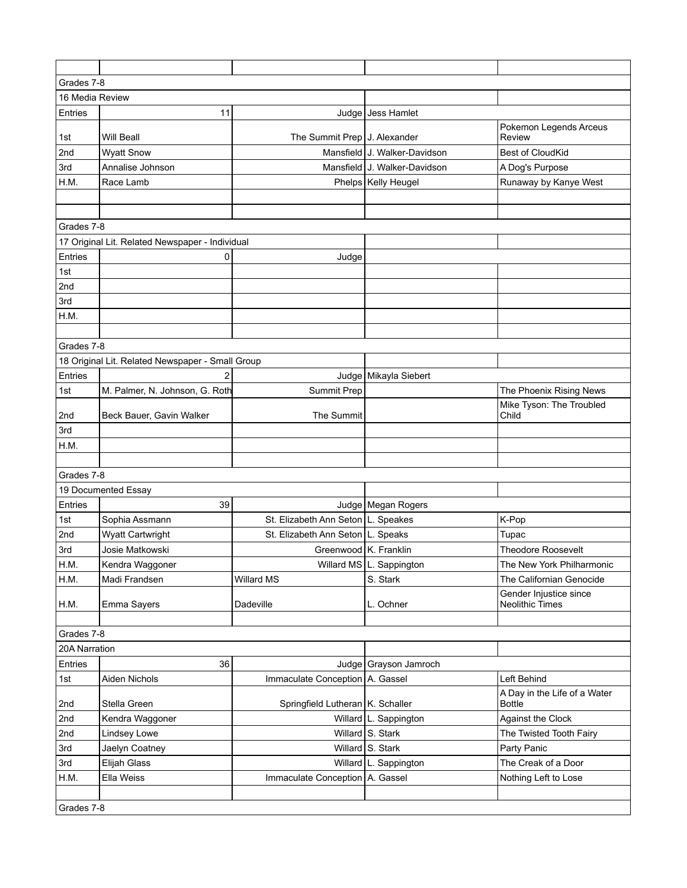| | | | | |
|---|---|---|---|---|
| Grades 7-8 | | | | |
| 16 Media Review | | | | |
| Entries | 11 | Judge | Jess Hamlet | |
| 1st | Will Beall | The Summit Prep | J. Alexander | Pokemon Legends Arceus Review |
| 2nd | Wyatt Snow | Mansfield | J. Walker-Davidson | Best of CloudKid |
| 3rd | Annalise Johnson | Mansfield | J. Walker-Davidson | A Dog's Purpose |
| H.M. | Race Lamb | Phelps | Kelly Heugel | Runaway by Kanye West |
| | | | | |
| | | | | |
| Grades 7-8 | | | | |
| 17 Original Lit. Related Newspaper - Individual | | | | |
| Entries | 0 | Judge | | |
| 1st | | | | |
| 2nd | | | | |
| 3rd | | | | |
| H.M. | | | | |
| | | | | |
| Grades 7-8 | | | | |
| 18 Original Lit. Related Newspaper - Small Group | | | | |
| Entries | 2 | Judge | Mikayla Siebert | |
| 1st | M. Palmer, N. Johnson, G. Roth | Summit Prep | | The Phoenix Rising News |
| 2nd | Beck Bauer, Gavin Walker | The Summit | | Mike Tyson: The Troubled Child |
| 3rd | | | | |
| H.M. | | | | |
| | | | | |
| Grades 7-8 | | | | |
| 19 Documented Essay | | | | |
| Entries | 39 | Judge | Megan Rogers | |
| 1st | Sophia Assmann | St. Elizabeth Ann Seton | L. Speakes | K-Pop |
| 2nd | Wyatt Cartwright | St. Elizabeth Ann Seton | L. Speaks | Tupac |
| 3rd | Josie Matkowski | Greenwood | K. Franklin | Theodore Roosevelt |
| H.M. | Kendra Waggoner | Willard MS | L. Sappington | The New York Philharmonic |
| H.M. | Madi Frandsen | Willard MS | S. Stark | The Californian Genocide |
| H.M. | Emma Sayers | Dadeville | L. Ochner | Gender Injustice since Neolithic Times |
| | | | | |
| Grades 7-8 | | | | |
| 20A Narration | | | | |
| Entries | 36 | Judge | Grayson Jamroch | |
| 1st | Aiden Nichols | Immaculate Conception | A. Gassel | Left Behind |
| 2nd | Stella Green | Springfield Lutheran | K. Schaller | A Day in the Life of a Water Bottle |
| 2nd | Kendra Waggoner | Willard | L. Sappington | Against the Clock |
| 2nd | Lindsey Lowe | Willard | S. Stark | The Twisted Tooth Fairy |
| 3rd | Jaelyn Coatney | Willard | S. Stark | Party Panic |
| 3rd | Elijah Glass | Willard | L. Sappington | The Creak of a Door |
| H.M. | Ella Weiss | Immaculate Conception | A. Gassel | Nothing Left to Lose |
| | | | | |
| Grades 7-8 | | | | |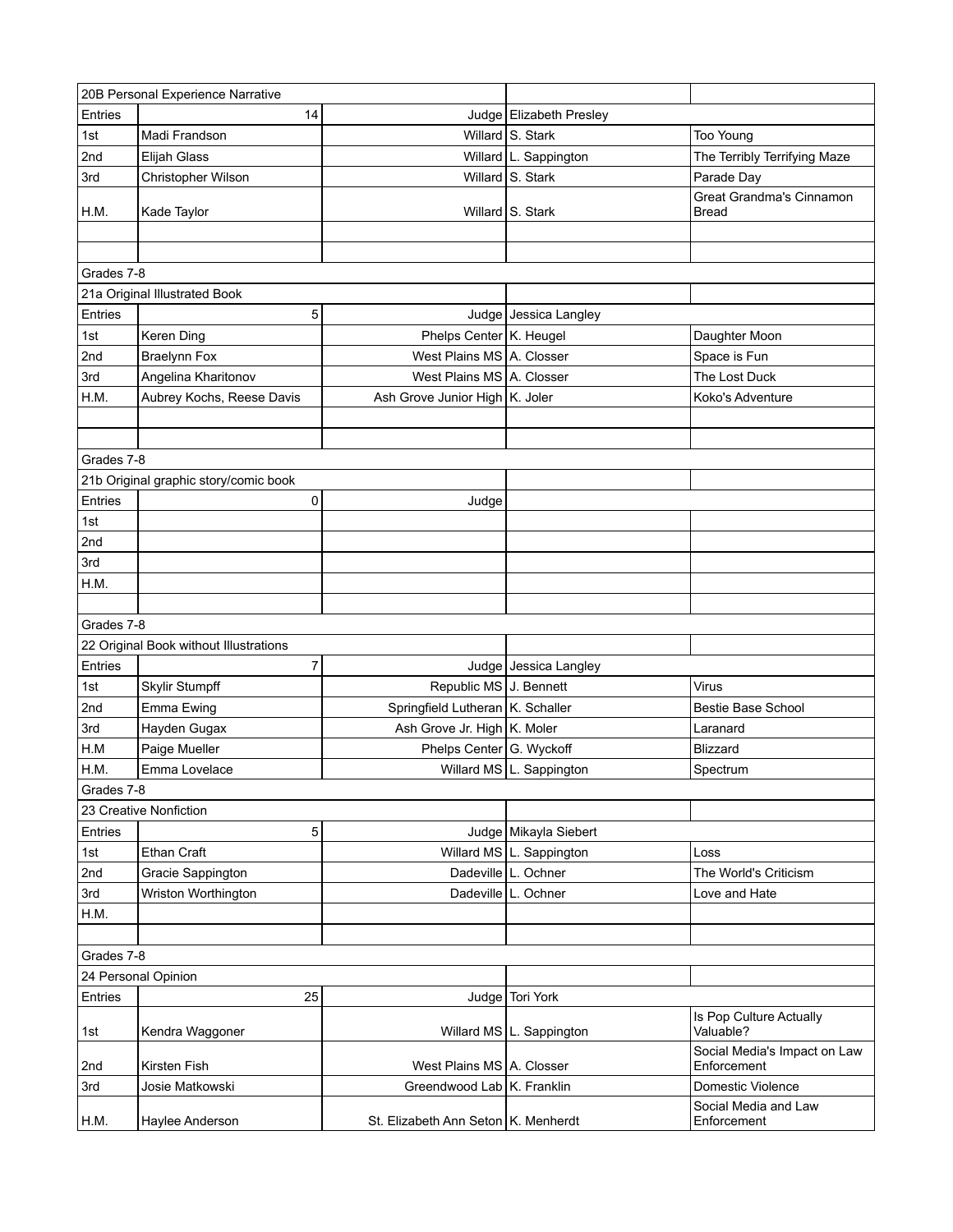| 20B Personal Experience Narrative | | | | |
|---|---|---|---|---|
| Entries | 14 | Judge | Elizabeth Presley | |
| 1st | Madi Frandson | Willard | S. Stark | Too Young |
| 2nd | Elijah Glass | Willard | L. Sappington | The Terribly Terrifying Maze |
| 3rd | Christopher Wilson | Willard | S. Stark | Parade Day |
| H.M. | Kade Taylor | Willard | S. Stark | Great Grandma's Cinnamon Bread |
| | | | | |
| | | | | |

| Grades 7-8 | | | | |
|---|---|---|---|---|
| 21a Original Illustrated Book | | | | |
| Entries | 5 | Judge | Jessica Langley | |
| 1st | Keren Ding | Phelps Center | K. Heugel | Daughter Moon |
| 2nd | Braelynn Fox | West Plains MS | A. Closser | Space is Fun |
| 3rd | Angelina Kharitonov | West Plains MS | A. Closser | The Lost Duck |
| H.M. | Aubrey Kochs, Reese Davis | Ash Grove Junior High | K. Joler | Koko's Adventure |
| | | | | |
| | | | | |

| Grades 7-8 | | | | |
|---|---|---|---|---|
| 21b Original graphic story/comic book | | | | |
| Entries | 0 | Judge | | |
| 1st | | | | |
| 2nd | | | | |
| 3rd | | | | |
| H.M. | | | | |
| | | | | |

| Grades 7-8 | | | | |
|---|---|---|---|---|
| 22 Original Book without Illustrations | | | | |
| Entries | 7 | Judge | Jessica Langley | |
| 1st | Skylir Stumpff | Republic MS | J. Bennett | Virus |
| 2nd | Emma Ewing | Springfield Lutheran | K. Schaller | Bestie Base School |
| 3rd | Hayden Gugax | Ash Grove Jr. High | K. Moler | Laranard |
| H.M | Paige Mueller | Phelps Center | G. Wyckoff | Blizzard |
| H.M. | Emma Lovelace | Willard MS | L. Sappington | Spectrum |

| Grades 7-8 | | | | |
|---|---|---|---|---|
| 23 Creative Nonfiction | | | | |
| Entries | 5 | Judge | Mikayla Siebert | |
| 1st | Ethan Craft | Willard MS | L. Sappington | Loss |
| 2nd | Gracie Sappington | Dadeville | L. Ochner | The World's Criticism |
| 3rd | Wriston Worthington | Dadeville | L. Ochner | Love and Hate |
| H.M. | | | | |
| | | | | |

| Grades 7-8 | | | | |
|---|---|---|---|---|
| 24 Personal Opinion | | | | |
| Entries | 25 | Judge | Tori York | |
| 1st | Kendra Waggoner | Willard MS | L. Sappington | Is Pop Culture Actually Valuable? |
| 2nd | Kirsten Fish | West Plains MS | A. Closser | Social Media's Impact on Law Enforcement |
| 3rd | Josie Matkowski | Greendwood Lab | K. Franklin | Domestic Violence |
| H.M. | Haylee Anderson | St. Elizabeth Ann Seton | K. Menherdt | Social Media and Law Enforcement |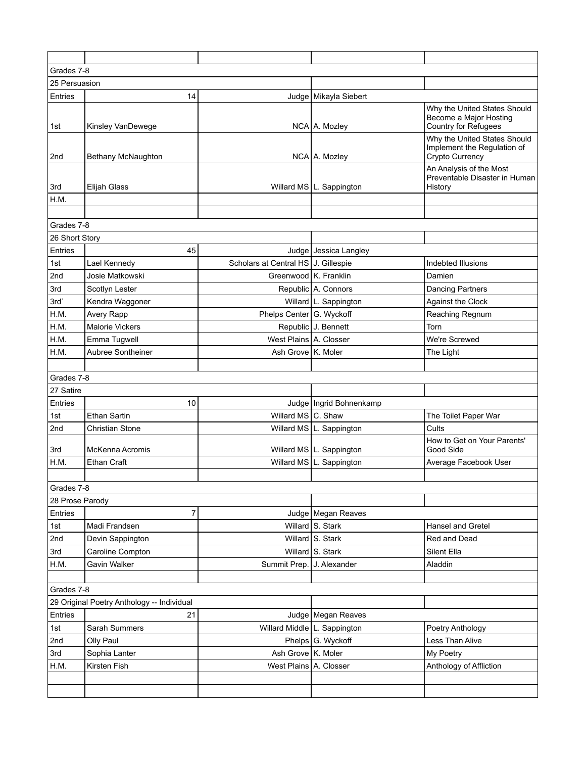| | | | | |
|---|---|---|---|---|
| Grades 7-8 | | | | |
| 25 Persuasion | | | | |
| Entries | 14 | Judge | Mikayla Siebert | |
| 1st | Kinsley VanDewege | NCA | A. Mozley | Why the United States Should Become a Major Hosting Country for Refugees |
| 2nd | Bethany McNaughton | NCA | A. Mozley | Why the United States Should Implement the Regulation of Crypto Currency |
| 3rd | Elijah Glass | Willard MS | L. Sappington | An Analysis of the Most Preventable Disaster in Human History |
| H.M. | | | | |
| | | | | |
| Grades 7-8 | | | | |
| 26 Short Story | | | | |
| Entries | 45 | Judge | Jessica Langley | |
| 1st | Lael Kennedy | Scholars at Central HS | J. Gillespie | Indebted Illusions |
| 2nd | Josie Matkowski | Greenwood | K. Franklin | Damien |
| 3rd | Scotlyn Lester | Republic | A. Connors | Dancing Partners |
| 3rd` | Kendra Waggoner | Willard | L. Sappington | Against the Clock |
| H.M. | Avery Rapp | Phelps Center | G. Wyckoff | Reaching Regnum |
| H.M. | Malorie Vickers | Republic | J. Bennett | Torn |
| H.M. | Emma Tugwell | West Plains | A. Closser | We're Screwed |
| H.M. | Aubree Sontheiner | Ash Grove | K. Moler | The Light |
| | | | | |
| Grades 7-8 | | | | |
| 27 Satire | | | | |
| Entries | 10 | Judge | Ingrid Bohnenkamp | |
| 1st | Ethan Sartin | Willard MS | C. Shaw | The Toilet Paper War |
| 2nd | Christian Stone | Willard MS | L. Sappington | Cults |
| 3rd | McKenna Acromis | Willard MS | L. Sappington | How to Get on Your Parents' Good Side |
| H.M. | Ethan Craft | Willard MS | L. Sappington | Average Facebook User |
| | | | | |
| Grades 7-8 | | | | |
| 28 Prose Parody | | | | |
| Entries | 7 | Judge | Megan Reaves | |
| 1st | Madi Frandsen | Willard | S. Stark | Hansel and Gretel |
| 2nd | Devin Sappington | Willard | S. Stark | Red and Dead |
| 3rd | Caroline Compton | Willard | S. Stark | Silent Ella |
| H.M. | Gavin Walker | Summit Prep. | J. Alexander | Aladdin |
| | | | | |
| Grades 7-8 | | | | |
| 29 Original Poetry Anthology -- Individual | | | | |
| Entries | 21 | Judge | Megan Reaves | |
| 1st | Sarah Summers | Willard Middle | L. Sappington | Poetry Anthology |
| 2nd | Olly Paul | Phelps | G. Wyckoff | Less Than Alive |
| 3rd | Sophia Lanter | Ash Grove | K. Moler | My Poetry |
| H.M. | Kirsten Fish | West Plains | A. Closser | Anthology of Affliction |
| | | | | |
| | | | | |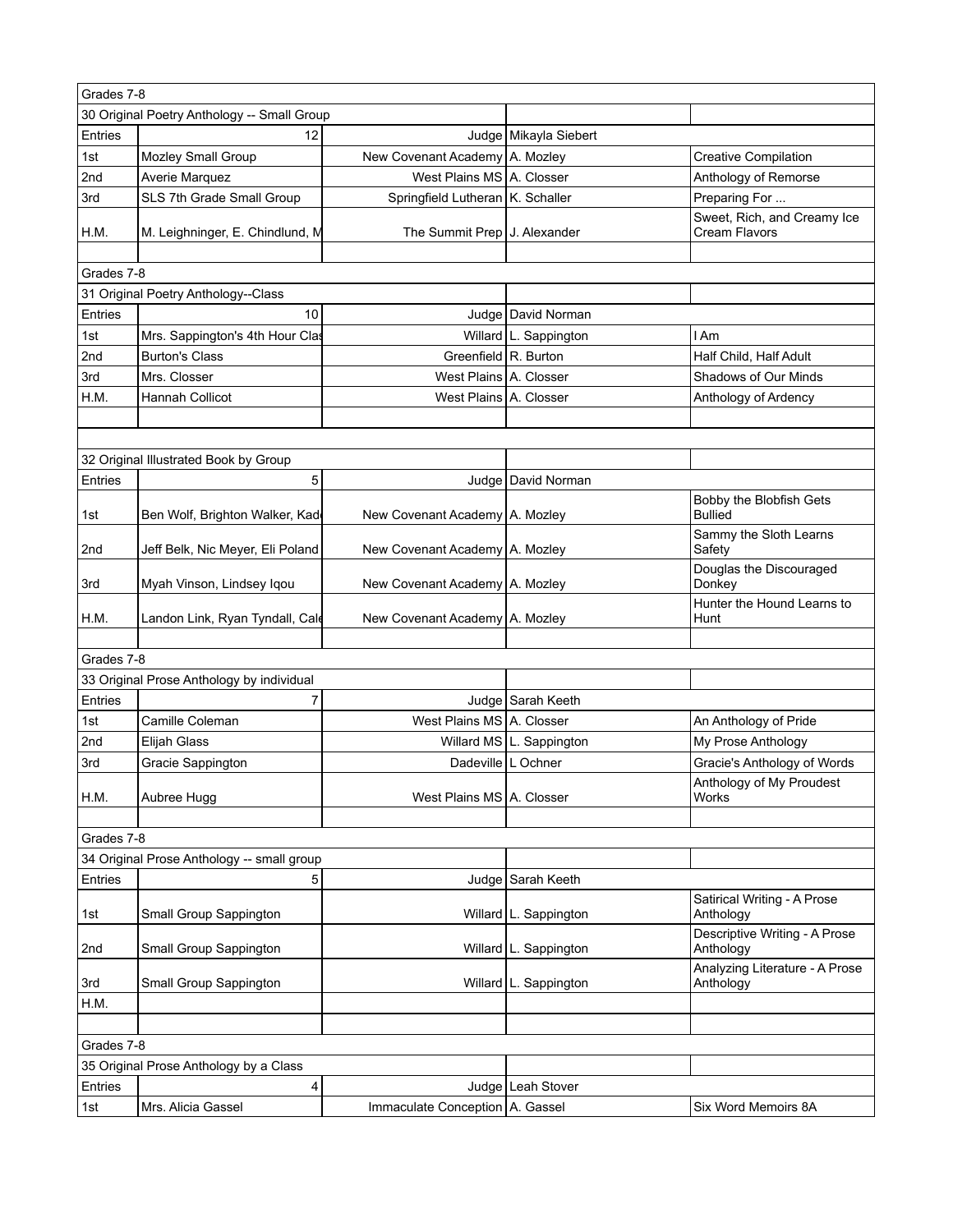| Grades 7-8 | | | | |
|---|---|---|---|---|
| 30 Original Poetry Anthology -- Small Group | | | | |
| Entries | 12 | Judge | Mikayla Siebert | |
| 1st | Mozley Small Group | New Covenant Academy | A. Mozley | Creative Compilation |
| 2nd | Averie Marquez | West Plains MS | A. Closser | Anthology of Remorse |
| 3rd | SLS 7th Grade Small Group | Springfield Lutheran | K. Schaller | Preparing For ... |
| H.M. | M. Leighninger, E. Chindlund, M | The Summit Prep | J. Alexander | Sweet, Rich, and Creamy Ice Cream Flavors |
| | | | | |
| Grades 7-8 | | | | |
| 31 Original Poetry Anthology--Class | | | | |
| Entries | 10 | Judge | David Norman | |
| 1st | Mrs. Sappington's 4th Hour Clas | Willard | L. Sappington | I Am |
| 2nd | Burton's Class | Greenfield | R. Burton | Half Child, Half Adult |
| 3rd | Mrs. Closser | West Plains | A. Closser | Shadows of Our Minds |
| H.M. | Hannah Collicot | West Plains | A. Closser | Anthology of Ardency |
| | | | | |
| | | | | |
| 32 Original Illustrated Book by Group | | | | |
| Entries | 5 | Judge | David Norman | |
| 1st | Ben Wolf, Brighton Walker, Kad | New Covenant Academy | A. Mozley | Bobby the Blobfish Gets Bullied |
| 2nd | Jeff Belk, Nic Meyer, Eli Poland | New Covenant Academy | A. Mozley | Sammy the Sloth Learns Safety |
| 3rd | Myah Vinson, Lindsey Iqou | New Covenant Academy | A. Mozley | Douglas the Discouraged Donkey |
| H.M. | Landon Link, Ryan Tyndall, Cal | New Covenant Academy | A. Mozley | Hunter the Hound Learns to Hunt |
| | | | | |
| Grades 7-8 | | | | |
| 33 Original Prose Anthology by individual | | | | |
| Entries | 7 | Judge | Sarah Keeth | |
| 1st | Camille Coleman | West Plains MS | A. Closser | An Anthology of Pride |
| 2nd | Elijah Glass | Willard MS | L. Sappington | My Prose Anthology |
| 3rd | Gracie Sappington | Dadeville | L Ochner | Gracie's Anthology of Words |
| H.M. | Aubree Hugg | West Plains MS | A. Closser | Anthology of My Proudest Works |
| | | | | |
| Grades 7-8 | | | | |
| 34 Original Prose Anthology -- small group | | | | |
| Entries | 5 | Judge | Sarah Keeth | |
| 1st | Small Group Sappington | Willard | L. Sappington | Satirical Writing - A Prose Anthology |
| 2nd | Small Group Sappington | Willard | L. Sappington | Descriptive Writing - A Prose Anthology |
| 3rd | Small Group Sappington | Willard | L. Sappington | Analyzing Literature - A Prose Anthology |
| H.M. | | | | |
| | | | | |
| Grades 7-8 | | | | |
| 35 Original Prose Anthology by a Class | | | | |
| Entries | 4 | Judge | Leah Stover | |
| 1st | Mrs. Alicia Gassel | Immaculate Conception | A. Gassel | Six Word Memoirs 8A |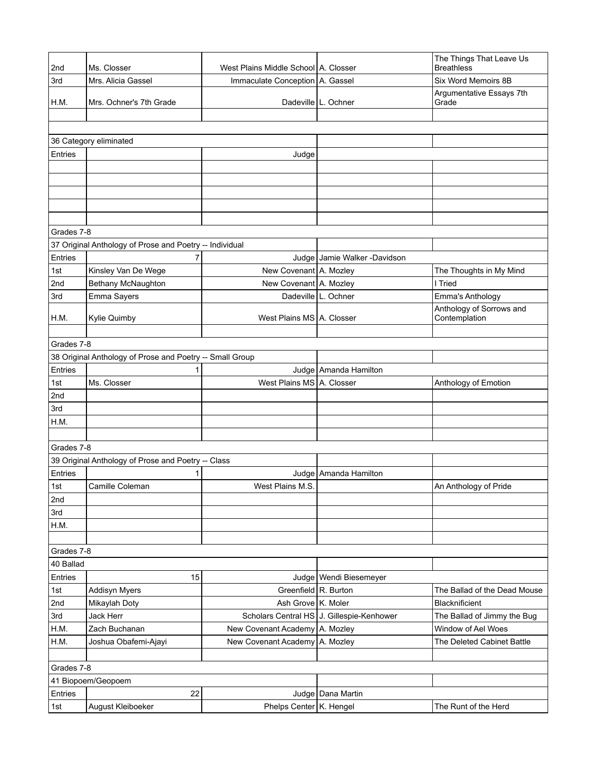| | | | | |
|---|---|---|---|---|
| 2nd | Ms. Closser | West Plains Middle School | A. Closser | The Things That Leave Us Breathless |
| 3rd | Mrs. Alicia Gassel | Immaculate Conception | A. Gassel | Six Word Memoirs 8B |
| H.M. | Mrs. Ochner's 7th Grade | Dadeville | L. Ochner | Argumentative Essays 7th Grade |
| | | | | |
| | | | | |
| 36 Category eliminated | | | | |
| Entries | | Judge | | |
| | | | | |
| | | | | |
| | | | | |
| | | | | |
| | | | | |
| Grades 7-8 | | | | |
| 37 Original Anthology of Prose and Poetry -- Individual | | | | |
| Entries | 7 | Judge | Jamie Walker -Davidson | |
| 1st | Kinsley Van De Wege | New Covenant | A. Mozley | The Thoughts in My Mind |
| 2nd | Bethany McNaughton | New Covenant | A. Mozley | I Tried |
| 3rd | Emma Sayers | Dadeville | L. Ochner | Emma's Anthology |
| H.M. | Kylie Quimby | West Plains MS | A. Closser | Anthology of Sorrows and Contemplation |
| | | | | |
| Grades 7-8 | | | | |
| 38 Original Anthology of Prose and Poetry -- Small Group | | | | |
| Entries | 1 | Judge | Amanda Hamilton | |
| 1st | Ms. Closser | West Plains MS | A. Closser | Anthology of Emotion |
| 2nd | | | | |
| 3rd | | | | |
| H.M. | | | | |
| | | | | |
| Grades 7-8 | | | | |
| 39 Original Anthology of Prose and Poetry -- Class | | | | |
| Entries | 1 | Judge | Amanda Hamilton | |
| 1st | Camille Coleman | West Plains M.S. | | An Anthology of Pride |
| 2nd | | | | |
| 3rd | | | | |
| H.M. | | | | |
| | | | | |
| Grades 7-8 | | | | |
| 40 Ballad | | | | |
| Entries | 15 | Judge | Wendi Biesemeyer | |
| 1st | Addisyn Myers | Greenfield | R. Burton | The Ballad of the Dead Mouse |
| 2nd | Mikaylah Doty | Ash Grove | K. Moler | Blacknificient |
| 3rd | Jack Herr | Scholars Central HS | J. Gillespie-Kenhower | The Ballad of Jimmy the Bug |
| H.M. | Zach Buchanan | New Covenant Academy | A. Mozley | Window of Ael Woes |
| H.M. | Joshua Obafemi-Ajayi | New Covenant Academy | A. Mozley | The Deleted Cabinet Battle |
| | | | | |
| Grades 7-8 | | | | |
| 41 Biopoem/Geopoem | | | | |
| Entries | 22 | Judge | Dana Martin | |
| 1st | August Kleiboeker | Phelps Center | K. Hengel | The Runt of the Herd |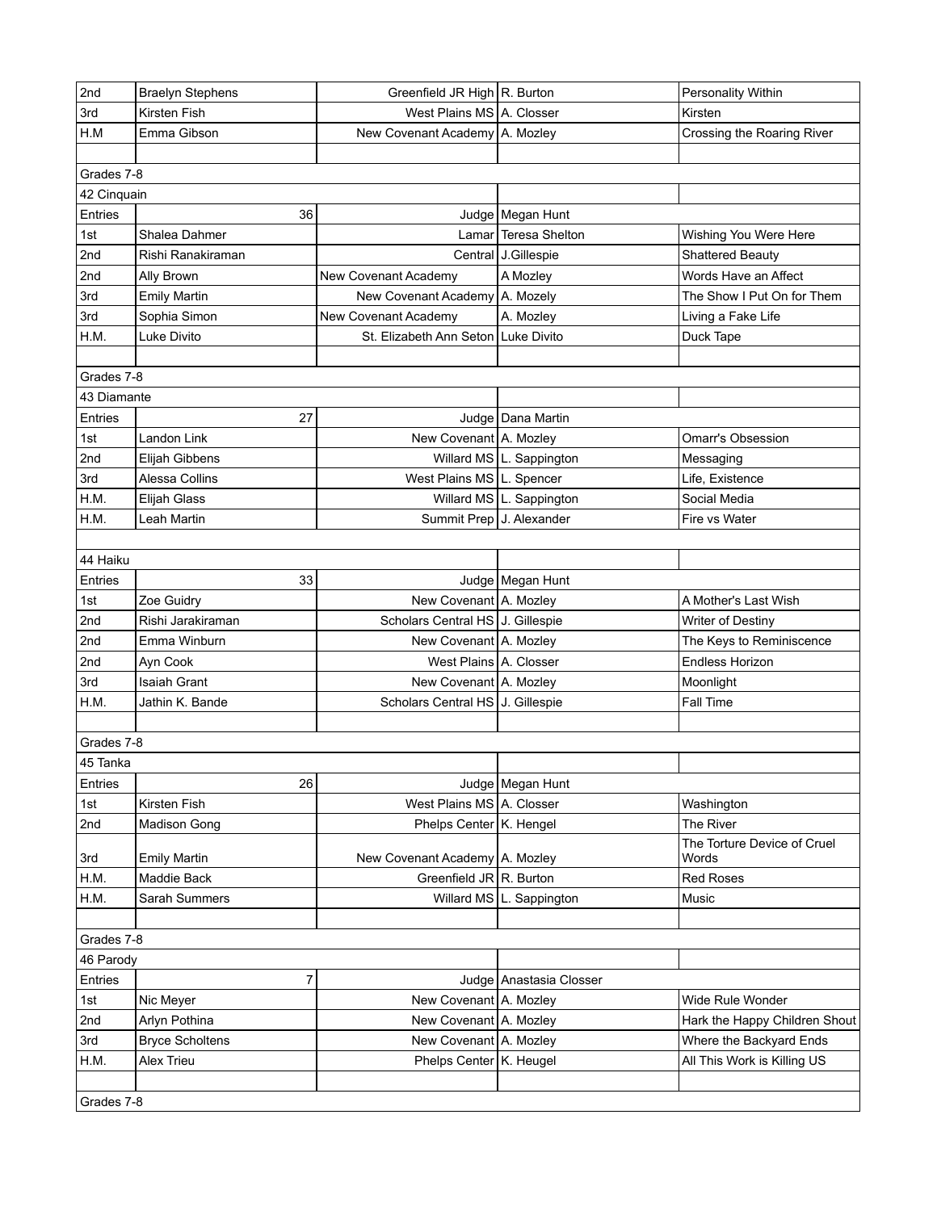| | | | | |
|---|---|---|---|---|
| 2nd | Braelyn Stephens | Greenfield JR High | R. Burton | Personality Within |
| 3rd | Kirsten Fish | West Plains MS | A. Closser | Kirsten |
| H.M | Emma Gibson | New Covenant Academy | A. Mozley | Crossing the Roaring River |
| | | | | |
| Grades 7-8 | | | | |
| 42 Cinquain | | | | |
| Entries | 36 | Judge | Megan Hunt | |
| 1st | Shalea Dahmer | Lamar | Teresa Shelton | Wishing You Were Here |
| 2nd | Rishi Ranakiraman | Central | J.Gillespie | Shattered Beauty |
| 2nd | Ally Brown | New Covenant Academy | A Mozley | Words Have an Affect |
| 3rd | Emily Martin | New Covenant Academy | A. Mozely | The Show I Put On for Them |
| 3rd | Sophia Simon | New Covenant Academy | A. Mozley | Living a Fake Life |
| H.M. | Luke Divito | St. Elizabeth Ann Seton | Luke Divito | Duck Tape |
| | | | | |
| Grades 7-8 | | | | |
| 43 Diamante | | | | |
| Entries | 27 | Judge | Dana Martin | |
| 1st | Landon Link | New Covenant | A. Mozley | Omarr's Obsession |
| 2nd | Elijah Gibbens | Willard MS | L. Sappington | Messaging |
| 3rd | Alessa Collins | West Plains MS | L. Spencer | Life, Existence |
| H.M. | Elijah Glass | Willard MS | L. Sappington | Social Media |
| H.M. | Leah Martin | Summit Prep | J. Alexander | Fire vs Water |
| | | | | |
| 44 Haiku | | | | |
| Entries | 33 | Judge | Megan Hunt | |
| 1st | Zoe Guidry | New Covenant | A. Mozley | A Mother's Last Wish |
| 2nd | Rishi Jarakiraman | Scholars Central HS | J. Gillespie | Writer of Destiny |
| 2nd | Emma Winburn | New Covenant | A. Mozley | The Keys to Reminiscence |
| 2nd | Ayn Cook | West Plains | A. Closser | Endless Horizon |
| 3rd | Isaiah Grant | New Covenant | A. Mozley | Moonlight |
| H.M. | Jathin K. Bande | Scholars Central HS | J. Gillespie | Fall Time |
| | | | | |
| Grades 7-8 | | | | |
| 45 Tanka | | | | |
| Entries | 26 | Judge | Megan Hunt | |
| 1st | Kirsten Fish | West Plains MS | A. Closser | Washington |
| 2nd | Madison Gong | Phelps Center | K. Hengel | The River |
| 3rd | Emily Martin | New Covenant Academy | A. Mozley | The Torture Device of Cruel Words |
| H.M. | Maddie Back | Greenfield JR | R. Burton | Red Roses |
| H.M. | Sarah Summers | Willard MS | L. Sappington | Music |
| | | | | |
| Grades 7-8 | | | | |
| 46 Parody | | | | |
| Entries | 7 | Judge | Anastasia Closser | |
| 1st | Nic Meyer | New Covenant | A. Mozley | Wide Rule Wonder |
| 2nd | Arlyn Pothina | New Covenant | A. Mozley | Hark the Happy Children Shout |
| 3rd | Bryce Scholtens | New Covenant | A. Mozley | Where the Backyard Ends |
| H.M. | Alex Trieu | Phelps Center | K. Heugel | All This Work is Killing US |
| | | | | |
| Grades 7-8 | | | | |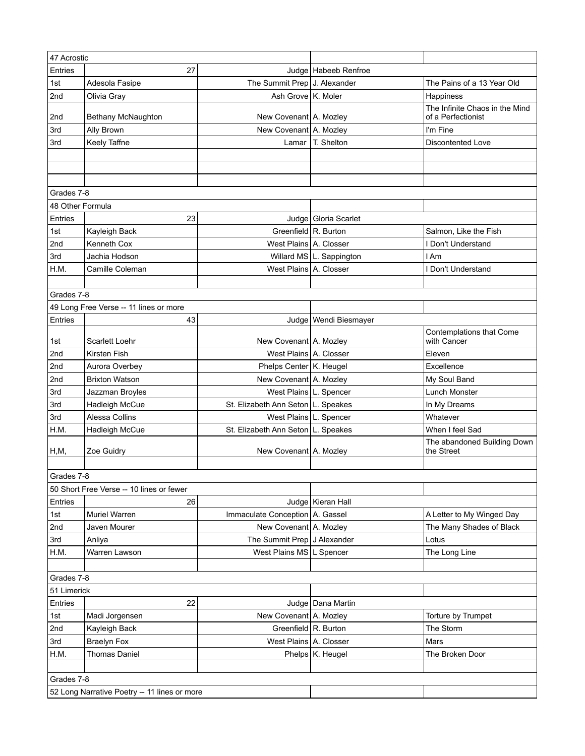| 47 Acrostic | | | | |
|---|---|---|---|---|
| Entries | 27 | Judge | Habeeb Renfroe | |
| 1st | Adesola Fasipe | The Summit Prep | J. Alexander | The Pains of a 13 Year Old |
| 2nd | Olivia Gray | Ash Grove | K. Moler | Happiness |
| 2nd | Bethany McNaughton | New Covenant | A. Mozley | The Infinite Chaos in the Mind of a Perfectionist |
| 3rd | Ally Brown | New Covenant | A. Mozley | I'm Fine |
| 3rd | Keely Taffne | Lamar | T. Shelton | Discontented Love |
| | | | | |
| | | | | |
| | | | | |

| Grades 7-8 | | | | |
|---|---|---|---|---|
| 48 Other Formula | | | | |
| Entries | 23 | Judge | Gloria Scarlet | |
| 1st | Kayleigh Back | Greenfield | R. Burton | Salmon, Like the Fish |
| 2nd | Kenneth Cox | West Plains | A. Closser | I Don't Understand |
| 3rd | Jachia Hodson | Willard MS | L. Sappington | I Am |
| H.M. | Camille Coleman | West Plains | A. Closser | I Don't Understand |
| | | | | |

| Grades 7-8 | | | | |
|---|---|---|---|---|
| 49 Long Free Verse -- 11 lines or more | | | | |
| Entries | 43 | Judge | Wendi Biesmayer | |
| 1st | Scarlett Loehr | New Covenant | A. Mozley | Contemplations that Come with Cancer |
| 2nd | Kirsten Fish | West Plains | A. Closser | Eleven |
| 2nd | Aurora Overbey | Phelps Center | K. Heugel | Excellence |
| 2nd | Brixton Watson | New Covenant | A. Mozley | My Soul Band |
| 3rd | Jazzman Broyles | West Plains | L. Spencer | Lunch Monster |
| 3rd | Hadleigh McCue | St. Elizabeth Ann Seton | L. Speakes | In My Dreams |
| 3rd | Alessa Collins | West Plains | L. Spencer | Whatever |
| H.M. | Hadleigh McCue | St. Elizabeth Ann Seton | L. Speakes | When I feel Sad |
| H,M, | Zoe Guidry | New Covenant | A. Mozley | The abandoned Building Down the Street |
| | | | | |

| Grades 7-8 | | | | |
|---|---|---|---|---|
| 50 Short Free Verse -- 10 lines or fewer | | | | |
| Entries | 26 | Judge | Kieran Hall | |
| 1st | Muriel Warren | Immaculate Conception | A. Gassel | A Letter to My Winged Day |
| 2nd | Javen Mourer | New Covenant | A. Mozley | The Many Shades of Black |
| 3rd | Anliya | The Summit Prep | J Alexander | Lotus |
| H.M. | Warren Lawson | West Plains MS | L Spencer | The Long Line |
| | | | | |

| Grades 7-8 | | | | |
|---|---|---|---|---|
| 51 Limerick | | | | |
| Entries | 22 | Judge | Dana Martin | |
| 1st | Madi Jorgensen | New Covenant | A. Mozley | Torture by Trumpet |
| 2nd | Kayleigh Back | Greenfield | R. Burton | The Storm |
| 3rd | Braelyn Fox | West Plains | A. Closser | Mars |
| H.M. | Thomas Daniel | Phelps | K. Heugel | The Broken Door |
| | | | | |

| Grades 7-8 | | | | |
|---|---|---|---|---|
| 52 Long Narrative Poetry -- 11 lines or more | | | | |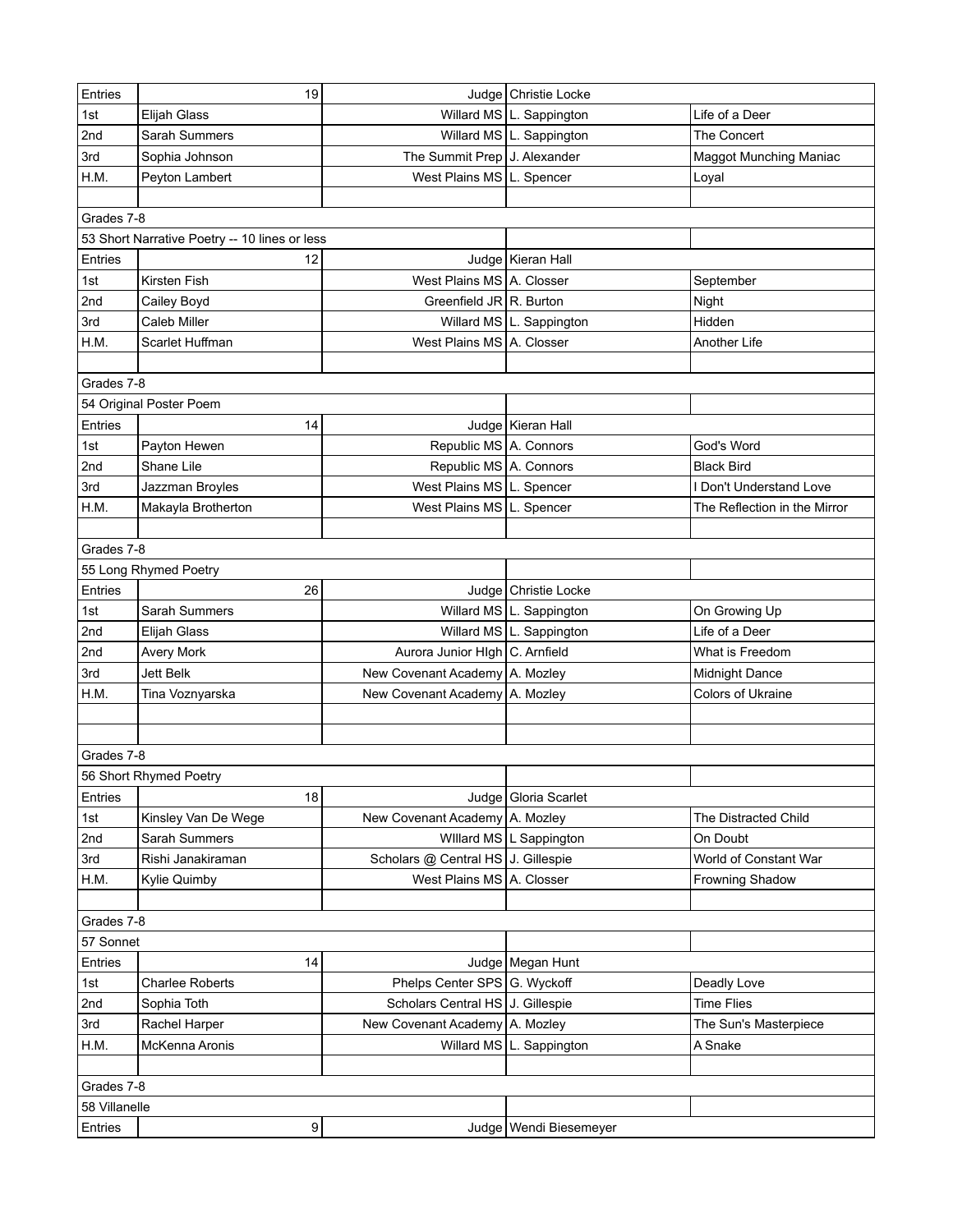| Entries | 19 | Judge | Christie Locke | |
|---|---|---|---|---|
| 1st | Elijah Glass | Willard MS | L. Sappington | Life of a Deer |
| 2nd | Sarah Summers | Willard MS | L. Sappington | The Concert |
| 3rd | Sophia Johnson | The Summit Prep | J. Alexander | Maggot Munching Maniac |
| H.M. | Peyton Lambert | West Plains MS | L. Spencer | Loyal |
| | | | | |
| Grades 7-8 | | | | |
| 53 Short Narrative Poetry -- 10 lines or less | | | | |
| Entries | 12 | Judge | Kieran Hall | |
| 1st | Kirsten Fish | West Plains MS | A. Closser | September |
| 2nd | Cailey Boyd | Greenfield JR | R. Burton | Night |
| 3rd | Caleb Miller | Willard MS | L. Sappington | Hidden |
| H.M. | Scarlet Huffman | West Plains MS | A. Closser | Another Life |
| | | | | |
| Grades 7-8 | | | | |
| 54 Original Poster Poem | | | | |
| Entries | 14 | Judge | Kieran Hall | |
| 1st | Payton Hewen | Republic MS | A. Connors | God's Word |
| 2nd | Shane Lile | Republic MS | A. Connors | Black Bird |
| 3rd | Jazzman Broyles | West Plains MS | L. Spencer | I Don't Understand Love |
| H.M. | Makayla Brotherton | West Plains MS | L. Spencer | The Reflection in the Mirror |
| | | | | |
| Grades 7-8 | | | | |
| 55 Long Rhymed Poetry | | | | |
| Entries | 26 | Judge | Christie Locke | |
| 1st | Sarah Summers | Willard MS | L. Sappington | On Growing Up |
| 2nd | Elijah Glass | Willard MS | L. Sappington | Life of a Deer |
| 2nd | Avery Mork | Aurora Junior HIgh | C. Arnfield | What is Freedom |
| 3rd | Jett Belk | New Covenant Academy | A. Mozley | Midnight Dance |
| H.M. | Tina Voznyarska | New Covenant Academy | A. Mozley | Colors of Ukraine |
| | | | | |
| | | | | |
| Grades 7-8 | | | | |
| 56 Short Rhymed Poetry | | | | |
| Entries | 18 | Judge | Gloria Scarlet | |
| 1st | Kinsley Van De Wege | New Covenant Academy | A. Mozley | The Distracted Child |
| 2nd | Sarah Summers | WIllard MS | L Sappington | On Doubt |
| 3rd | Rishi Janakiraman | Scholars @ Central HS | J. Gillespie | World of Constant War |
| H.M. | Kylie Quimby | West Plains MS | A. Closser | Frowning Shadow |
| | | | | |
| Grades 7-8 | | | | |
| 57 Sonnet | | | | |
| Entries | 14 | Judge | Megan Hunt | |
| 1st | Charlee Roberts | Phelps Center SPS | G. Wyckoff | Deadly Love |
| 2nd | Sophia Toth | Scholars Central HS | J. Gillespie | Time Flies |
| 3rd | Rachel Harper | New Covenant Academy | A. Mozley | The Sun's Masterpiece |
| H.M. | McKenna Aronis | Willard MS | L. Sappington | A Snake |
| | | | | |
| Grades 7-8 | | | | |
| 58 Villanelle | | | | |
| Entries | 9 | Judge | Wendi Biesemeyer | |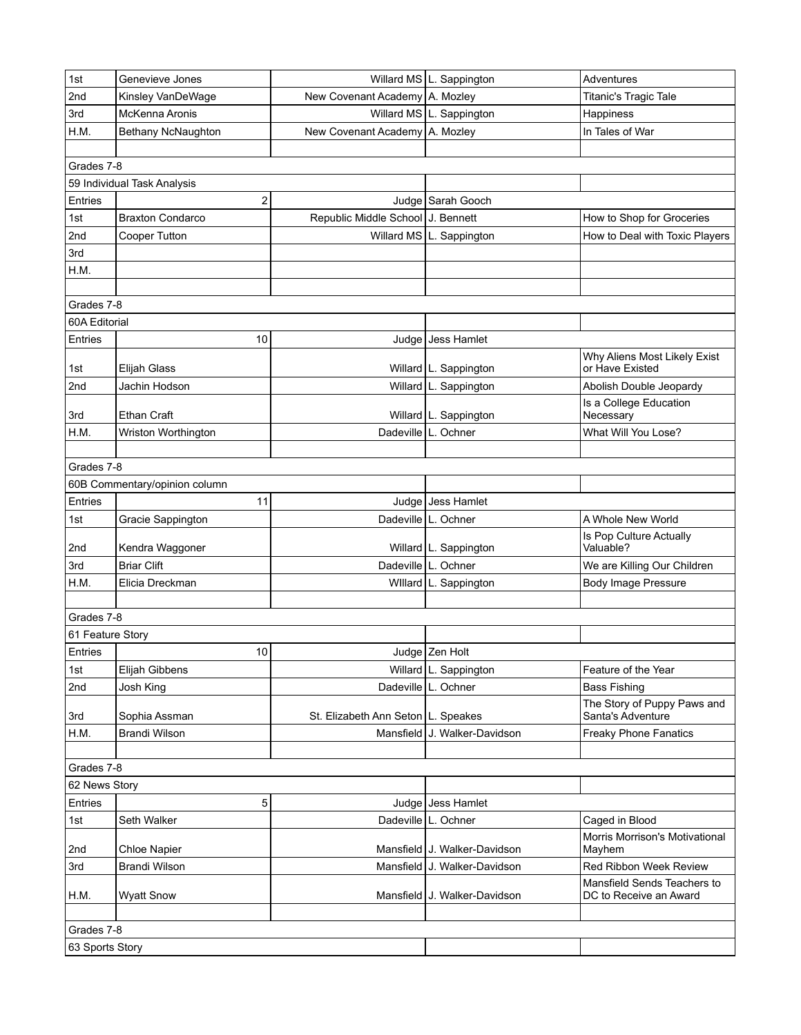| | | | | |
|---|---|---|---|---|
| 1st | Genevieve Jones | Willard MS | L. Sappington | Adventures |
| 2nd | Kinsley VanDeWage | New Covenant Academy | A. Mozley | Titanic's Tragic Tale |
| 3rd | McKenna Aronis | Willard MS | L. Sappington | Happiness |
| H.M. | Bethany NcNaughton | New Covenant Academy | A. Mozley | In Tales of War |
| | | | | |
| Grades 7-8 | | | | |
| 59 Individual Task Analysis | | | | |
| Entries | 2 | Judge | Sarah Gooch | |
| 1st | Braxton Condarco | Republic Middle School | J. Bennett | How to Shop for Groceries |
| 2nd | Cooper Tutton | Willard MS | L. Sappington | How to Deal with Toxic Players |
| 3rd | | | | |
| H.M. | | | | |
| | | | | |
| Grades 7-8 | | | | |
| 60A Editorial | | | | |
| Entries | 10 | Judge | Jess Hamlet | |
| 1st | Elijah Glass | Willard | L. Sappington | Why Aliens Most Likely Exist or Have Existed |
| 2nd | Jachin Hodson | Willard | L. Sappington | Abolish Double Jeopardy |
| 3rd | Ethan Craft | Willard | L. Sappington | Is a College Education Necessary |
| H.M. | Wriston Worthington | Dadeville | L. Ochner | What Will You Lose? |
| | | | | |
| Grades 7-8 | | | | |
| 60B Commentary/opinion column | | | | |
| Entries | 11 | Judge | Jess Hamlet | |
| 1st | Gracie Sappington | Dadeville | L. Ochner | A Whole New World |
| 2nd | Kendra Waggoner | Willard | L. Sappington | Is Pop Culture Actually Valuable? |
| 3rd | Briar Clift | Dadeville | L. Ochner | We are Killing Our Children |
| H.M. | Elicia Dreckman | WIllard | L. Sappington | Body Image Pressure |
| | | | | |
| Grades 7-8 | | | | |
| 61 Feature Story | | | | |
| Entries | 10 | Judge | Zen Holt | |
| 1st | Elijah Gibbens | Willard | L. Sappington | Feature of the Year |
| 2nd | Josh King | Dadeville | L. Ochner | Bass Fishing |
| 3rd | Sophia Assman | St. Elizabeth Ann Seton | L. Speakes | The Story of Puppy Paws and Santa's Adventure |
| H.M. | Brandi Wilson | Mansfield | J. Walker-Davidson | Freaky Phone Fanatics |
| | | | | |
| Grades 7-8 | | | | |
| 62 News Story | | | | |
| Entries | 5 | Judge | Jess Hamlet | |
| 1st | Seth Walker | Dadeville | L. Ochner | Caged in Blood |
| 2nd | Chloe Napier | Mansfield | J. Walker-Davidson | Morris Morrison's Motivational Mayhem |
| 3rd | Brandi Wilson | Mansfield | J. Walker-Davidson | Red Ribbon Week Review |
| H.M. | Wyatt Snow | Mansfield | J. Walker-Davidson | Mansfield Sends Teachers to DC to Receive an Award |
| | | | | |
| Grades 7-8 | | | | |
| 63 Sports Story | | | | |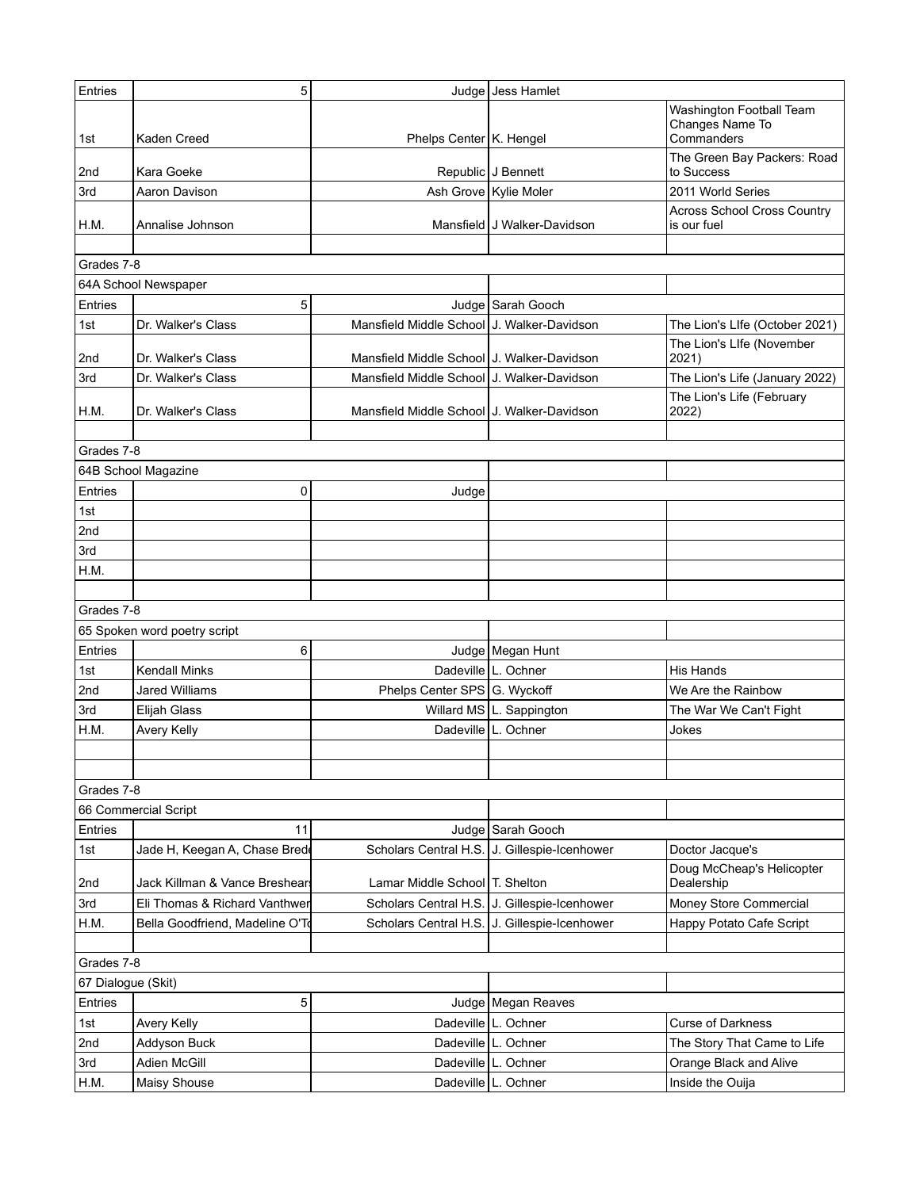| Entries | 5 | Judge | Jess Hamlet | |
|---|---|---|---|---|
| 1st | Kaden Creed | Phelps Center | K. Hengel | Washington Football Team Changes Name To Commanders |
| 2nd | Kara Goeke | Republic | J Bennett | The Green Bay Packers: Road to Success |
| 3rd | Aaron Davison | Ash Grove | Kylie Moler | 2011 World Series |
| H.M. | Annalise Johnson | Mansfield | J Walker-Davidson | Across School Cross Country is our fuel |
| | | | | |
| Grades 7-8 | | | | |
| 64A School Newspaper | | | | |
| Entries | 5 | Judge | Sarah Gooch | |
| 1st | Dr. Walker's Class | Mansfield Middle School | J. Walker-Davidson | The Lion's LIfe (October 2021) |
| 2nd | Dr. Walker's Class | Mansfield Middle School | J. Walker-Davidson | The Lion's LIfe (November 2021) |
| 3rd | Dr. Walker's Class | Mansfield Middle School | J. Walker-Davidson | The Lion's Life (January 2022) |
| H.M. | Dr. Walker's Class | Mansfield Middle School | J. Walker-Davidson | The Lion's Life (February 2022) |
| | | | | |
| Grades 7-8 | | | | |
| 64B School Magazine | | | | |
| Entries | 0 | Judge | | |
| 1st | | | | |
| 2nd | | | | |
| 3rd | | | | |
| H.M. | | | | |
| | | | | |
| Grades 7-8 | | | | |
| 65 Spoken word poetry script | | | | |
| Entries | 6 | Judge | Megan Hunt | |
| 1st | Kendall Minks | Dadeville | L. Ochner | His Hands |
| 2nd | Jared Williams | Phelps Center SPS | G. Wyckoff | We Are the Rainbow |
| 3rd | Elijah Glass | Willard MS | L. Sappington | The War We Can't Fight |
| H.M. | Avery Kelly | Dadeville | L. Ochner | Jokes |
| | | | | |
| | | | | |
| Grades 7-8 | | | | |
| 66 Commercial Script | | | | |
| Entries | 11 | Judge | Sarah Gooch | |
| 1st | Jade H, Keegan A, Chase Bred | Scholars Central H.S. | J. Gillespie-Icenhower | Doctor Jacque's |
| 2nd | Jack Killman & Vance Breshear | Lamar Middle School | T. Shelton | Doug McCheap's Helicopter Dealership |
| 3rd | Eli Thomas & Richard Vanthwer | Scholars Central H.S. | J. Gillespie-Icenhower | Money Store Commercial |
| H.M. | Bella Goodfriend, Madeline O'T | Scholars Central H.S. | J. Gillespie-Icenhower | Happy Potato Cafe Script |
| | | | | |
| Grades 7-8 | | | | |
| 67 Dialogue (Skit) | | | | |
| Entries | 5 | Judge | Megan Reaves | |
| 1st | Avery Kelly | Dadeville | L. Ochner | Curse of Darkness |
| 2nd | Addyson Buck | Dadeville | L. Ochner | The Story That Came to Life |
| 3rd | Adien McGill | Dadeville | L. Ochner | Orange Black and Alive |
| H.M. | Maisy Shouse | Dadeville | L. Ochner | Inside the Ouija |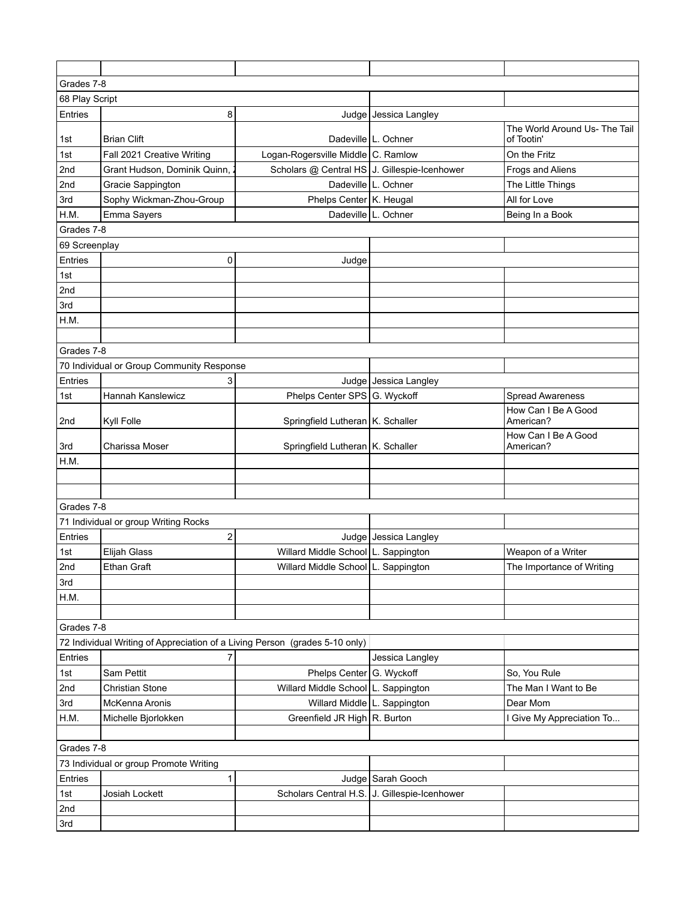| | | | | |
|---|---|---|---|---|
| Grades 7-8 | | | | |
| 68 Play Script | | | | |
| Entries | 8 | Judge | Jessica Langley | |
| 1st | Brian Clift | Dadeville | L. Ochner | The World Around Us- The Tail of Tootin' |
| 1st | Fall 2021 Creative Writing | Logan-Rogersville Middle | C. Ramlow | On the Fritz |
| 2nd | Grant Hudson, Dominik Quinn, | Scholars @ Central HS | J. Gillespie-Icenhower | Frogs and Aliens |
| 2nd | Gracie Sappington | Dadeville | L. Ochner | The Little Things |
| 3rd | Sophy Wickman-Zhou-Group | Phelps Center | K. Heugal | All for Love |
| H.M. | Emma Sayers | Dadeville | L. Ochner | Being In a Book |
| Grades 7-8 | | | | |
| 69 Screenplay | | | | |
| Entries | 0 | Judge | | |
| 1st | | | | |
| 2nd | | | | |
| 3rd | | | | |
| H.M. | | | | |
| | | | | |
| Grades 7-8 | | | | |
| 70 Individual or Group Community Response | | | | |
| Entries | 3 | Judge | Jessica Langley | |
| 1st | Hannah Kanslewicz | Phelps Center SPS | G. Wyckoff | Spread Awareness |
| 2nd | Kyll Folle | Springfield Lutheran | K. Schaller | How Can I Be A Good American? |
| 3rd | Charissa Moser | Springfield Lutheran | K. Schaller | How Can I Be A Good American? |
| H.M. | | | | |
| | | | | |
| | | | | |
| Grades 7-8 | | | | |
| 71 Individual or group Writing Rocks | | | | |
| Entries | 2 | Judge | Jessica Langley | |
| 1st | Elijah Glass | Willard Middle School | L. Sappington | Weapon of a Writer |
| 2nd | Ethan Graft | Willard Middle School | L. Sappington | The Importance of Writing |
| 3rd | | | | |
| H.M. | | | | |
| | | | | |
| Grades 7-8 | | | | |
| 72 Individual Writing of Appreciation of a Living Person (grades 5-10 only) | | | | |
| Entries | 7 | | Jessica Langley | |
| 1st | Sam Pettit | Phelps Center | G. Wyckoff | So, You Rule |
| 2nd | Christian Stone | Willard Middle School | L. Sappington | The Man I Want to Be |
| 3rd | McKenna Aronis | Willard Middle | L. Sappington | Dear Mom |
| H.M. | Michelle Bjorlokken | Greenfield JR High | R. Burton | I Give My Appreciation To... |
| | | | | |
| Grades 7-8 | | | | |
| 73 Individual or group Promote Writing | | | | |
| Entries | 1 | Judge | Sarah Gooch | |
| 1st | Josiah Lockett | Scholars Central H.S. | J. Gillespie-Icenhower | |
| 2nd | | | | |
| 3rd | | | | |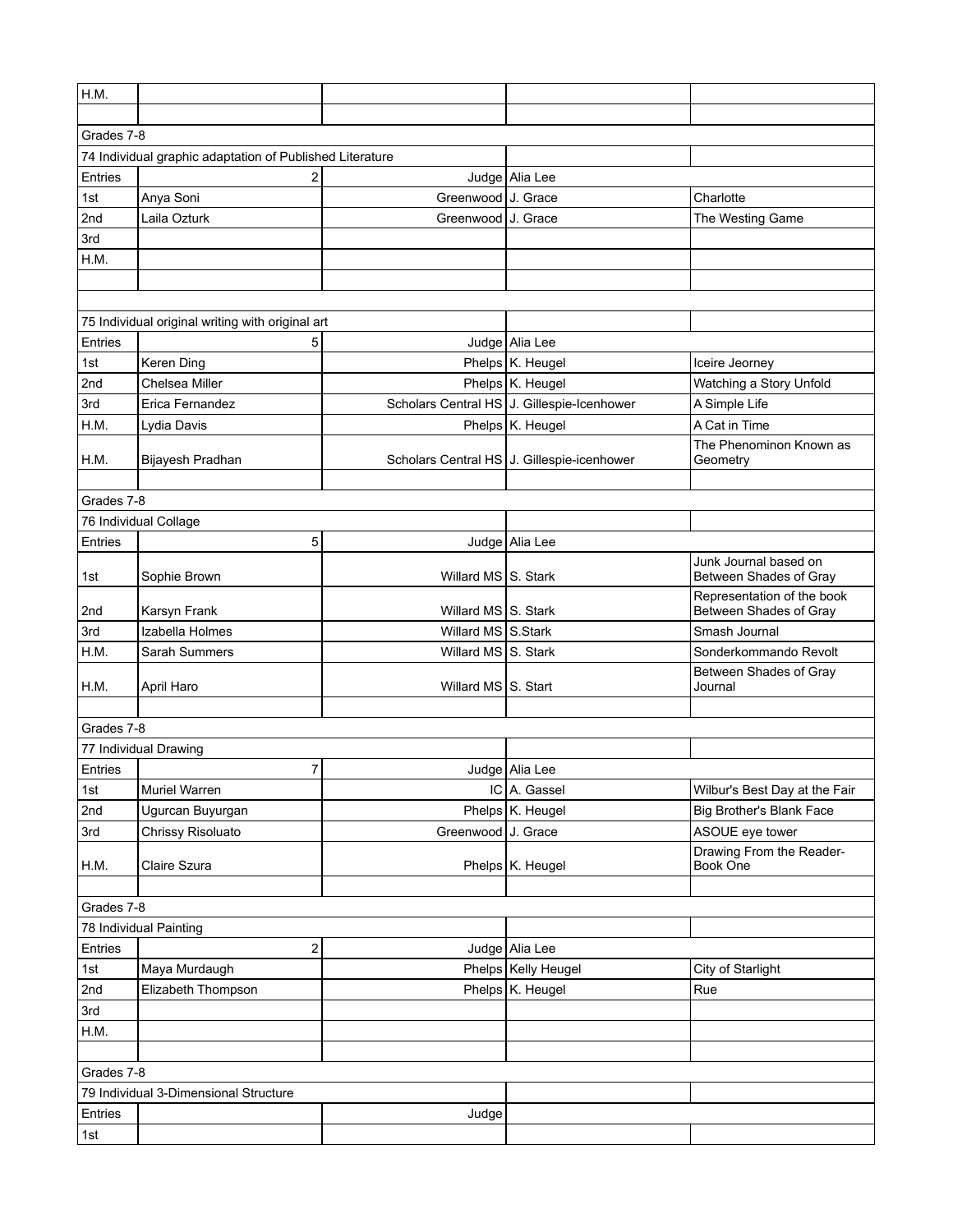| | | | | |
|---|---|---|---|---|
| H.M. | | | | |
| | | | | |
| Grades 7-8 | | | | |
| 74 Individual graphic adaptation of Published Literature | | | | |
| Entries | 2 | Judge | Alia Lee | |
| 1st | Anya Soni | Greenwood | J. Grace | Charlotte |
| 2nd | Laila Ozturk | Greenwood | J. Grace | The Westing Game |
| 3rd | | | | |
| H.M. | | | | |
| | | | | |
| | | | | |
| 75 Individual original writing with original art | | | | |
| Entries | 5 | Judge | Alia Lee | |
| 1st | Keren Ding | Phelps | K. Heugel | Iceire Jeorney |
| 2nd | Chelsea Miller | Phelps | K. Heugel | Watching a Story Unfold |
| 3rd | Erica Fernandez | Scholars Central HS | J. Gillespie-Icenhower | A Simple Life |
| H.M. | Lydia Davis | Phelps | K. Heugel | A Cat in Time |
| H.M. | Bijayesh Pradhan | Scholars Central HS | J. Gillespie-icenhower | The Phenominon Known as Geometry |
| | | | | |
| Grades 7-8 | | | | |
| 76 Individual Collage | | | | |
| Entries | 5 | Judge | Alia Lee | |
| 1st | Sophie Brown | Willard MS | S. Stark | Junk Journal based on Between Shades of Gray |
| 2nd | Karsyn Frank | Willard MS | S. Stark | Representation of the book Between Shades of Gray |
| 3rd | Izabella Holmes | Willard MS | S.Stark | Smash Journal |
| H.M. | Sarah Summers | Willard MS | S. Stark | Sonderkommando Revolt |
| H.M. | April Haro | Willard MS | S. Start | Between Shades of Gray Journal |
| | | | | |
| Grades 7-8 | | | | |
| 77 Individual Drawing | | | | |
| Entries | 7 | Judge | Alia Lee | |
| 1st | Muriel Warren | IC | A. Gassel | Wilbur's Best Day at the Fair |
| 2nd | Ugurcan Buyurgan | Phelps | K. Heugel | Big Brother's Blank Face |
| 3rd | Chrissy Risoluato | Greenwood | J. Grace | ASOUE eye tower |
| H.M. | Claire Szura | Phelps | K. Heugel | Drawing From the Reader-Book One |
| | | | | |
| Grades 7-8 | | | | |
| 78 Individual Painting | | | | |
| Entries | 2 | Judge | Alia Lee | |
| 1st | Maya Murdaugh | Phelps | Kelly Heugel | City of Starlight |
| 2nd | Elizabeth Thompson | Phelps | K. Heugel | Rue |
| 3rd | | | | |
| H.M. | | | | |
| | | | | |
| Grades 7-8 | | | | |
| 79 Individual 3-Dimensional Structure | | | | |
| Entries | | Judge | | |
| 1st | | | | |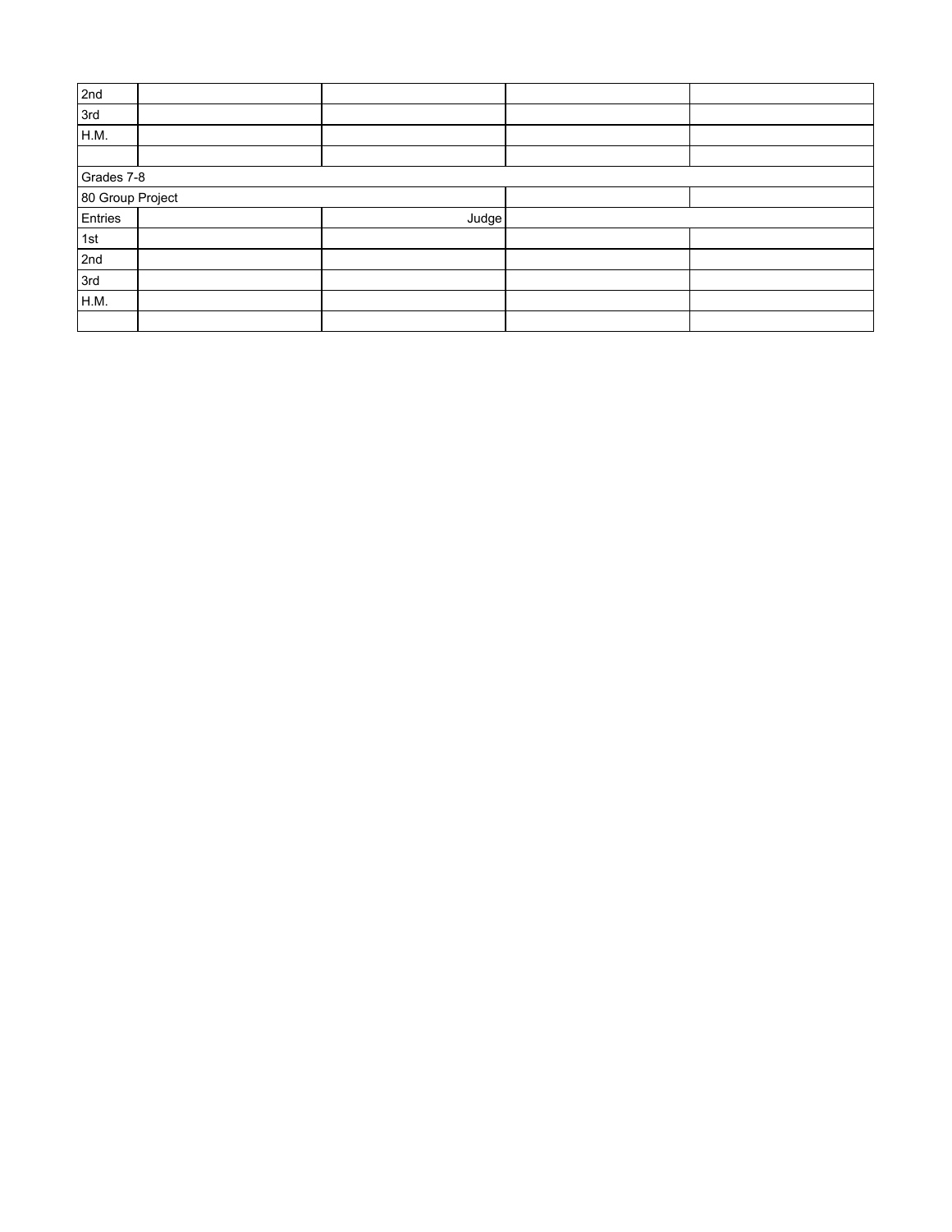| | | | | |
|---|---|---|---|---|
| 2nd | | | | |
| 3rd | | | | |
| H.M. | | | | |
| | | | | |
| Grades 7-8 | | | | |
| 80 Group Project | | | | |
| Entries | | Judge | | |
| 1st | | | | |
| 2nd | | | | |
| 3rd | | | | |
| H.M. | | | | |
| | | | | |